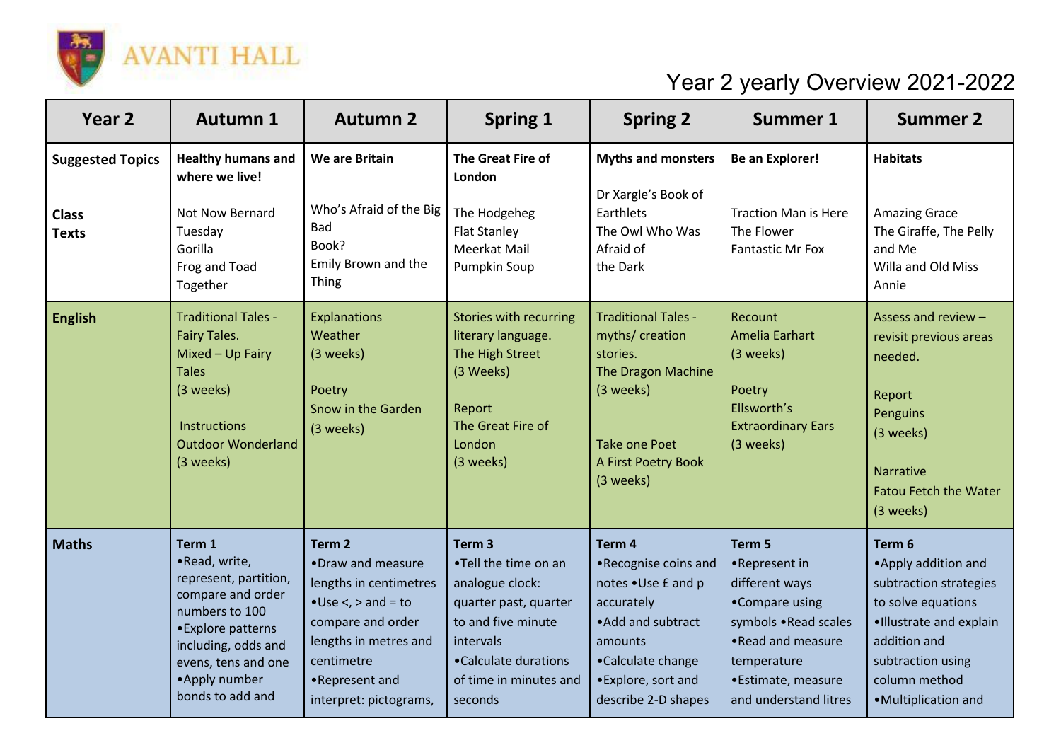AVANTI HALL

# Year 2 yearly Overview 2021-2022

| Year 2 | Autumn 1 | Autumn 2 | Spring 1 | Spring 2 | Summer 1 | Summer 2 |
|---|---|---|---|---|---|---|
| **Suggested Topics**<br><br>**Class Texts** | **Healthy humans and where we live!**<br><br>Not Now Bernard<br>Tuesday<br>Gorilla<br>Frog and Toad Together | **We are Britain**<br><br>Who's Afraid of the Big Bad Book?<br>Emily Brown and the Thing | **The Great Fire of London**<br><br>The Hodgeheg<br>Flat Stanley<br>Meerkat Mail<br>Pumpkin Soup | **Myths and monsters**<br><br>Dr Xargle's Book of Earthlets<br>The Owl Who Was Afraid of the Dark | **Be an Explorer!**<br><br>Traction Man is Here<br>The Flower<br>Fantastic Mr Fox | **Habitats**<br><br>Amazing Grace<br>The Giraffe, The Pelly and Me<br>Willa and Old Miss Annie |
| **English** | Traditional Tales - Fairy Tales.<br>Mixed – Up Fairy Tales<br>(3 weeks)<br><br>Instructions<br>Outdoor Wonderland<br>(3 weeks) | Explanations<br>Weather<br>(3 weeks)<br><br>Poetry<br>Snow in the Garden<br>(3 weeks) | Stories with recurring literary language.<br>The High Street<br>(3 Weeks)<br><br>Report<br>The Great Fire of London<br>(3 weeks) | Traditional Tales - myths/ creation stories.<br>The Dragon Machine<br>(3 weeks)<br><br>Take one Poet<br>A First Poetry Book<br>(3 weeks) | Recount<br>Amelia Earhart<br>(3 weeks)<br><br>Poetry<br>Ellsworth's Extraordinary Ears<br>(3 weeks) | Assess and review – revisit previous areas needed.<br><br>Report<br>Penguins<br>(3 weeks)<br><br>Narrative<br>Fatou Fetch the Water<br>(3 weeks) |
| **Maths** | **Term 1**<br>•Read, write, represent, partition, compare and order numbers to 100<br>•Explore patterns including, odds and evens, tens and one<br>•Apply number bonds to add and | **Term 2**<br>•Draw and measure lengths in centimetres<br>•Use <, > and = to compare and order lengths in metres and centimetre<br>•Represent and interpret: pictograms, | **Term 3**<br>•Tell the time on an analogue clock: quarter past, quarter to and five minute intervals<br>•Calculate durations of time in minutes and seconds | **Term 4**<br>•Recognise coins and notes •Use £ and p accurately<br>•Add and subtract amounts<br>•Calculate change<br>•Explore, sort and describe 2-D shapes | **Term 5**<br>•Represent in different ways<br>•Compare using symbols •Read scales<br>•Read and measure temperature<br>•Estimate, measure and understand litres | **Term 6**<br>•Apply addition and subtraction strategies to solve equations<br>•Illustrate and explain addition and subtraction using column method<br>•Multiplication and |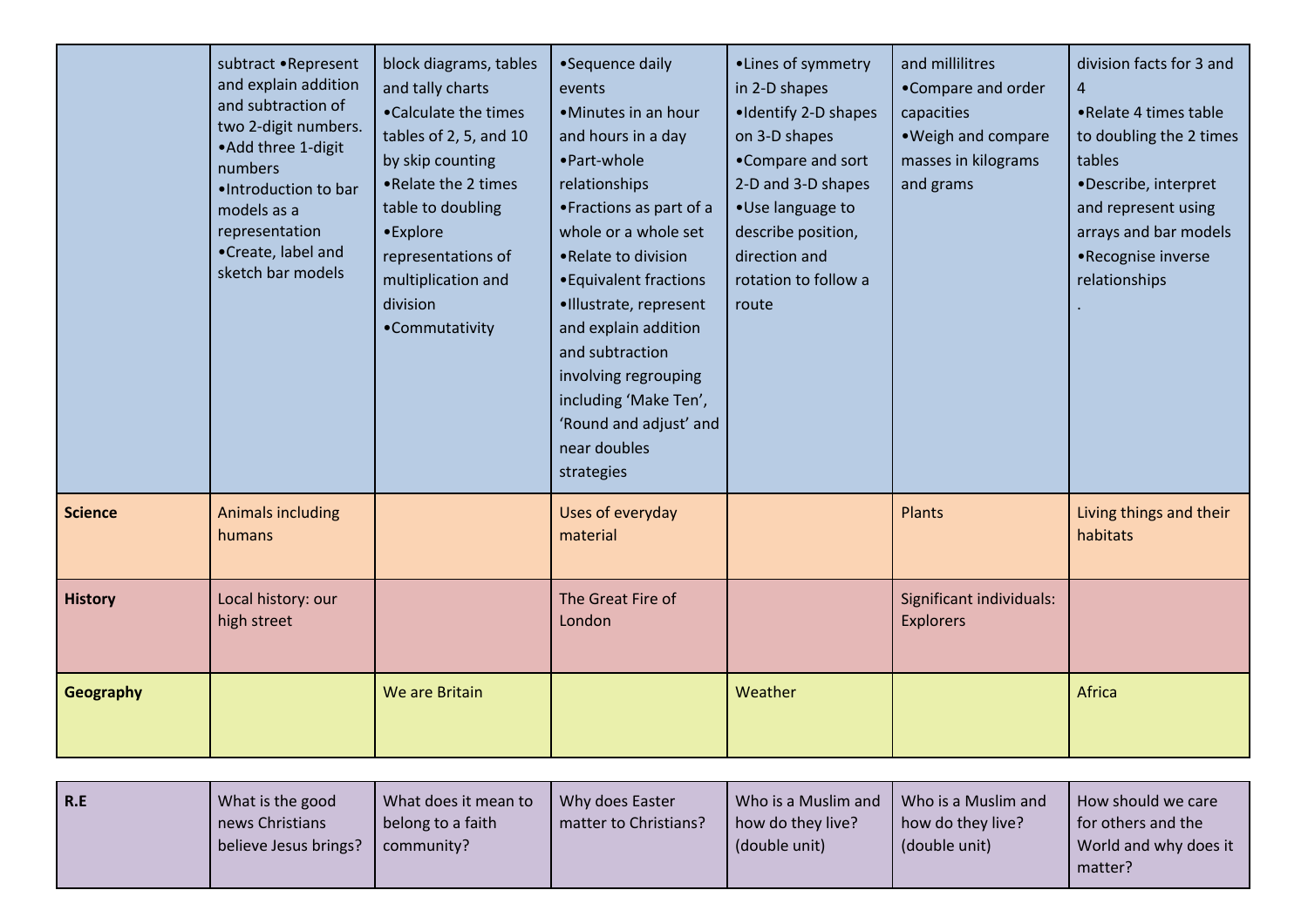| | | | | | | |
|---|---|---|---|---|---|---|
| | subtract •Represent and explain addition and subtraction of two 2-digit numbers.<br>•Add three 1-digit numbers<br>•Introduction to bar models as a representation<br>•Create, label and sketch bar models | block diagrams, tables and tally charts<br>•Calculate the times tables of 2, 5, and 10 by skip counting<br>•Relate the 2 times table to doubling<br>•Explore representations of multiplication and division<br>•Commutativity | •Sequence daily events<br>•Minutes in an hour and hours in a day<br>•Part-whole relationships<br>•Fractions as part of a whole or a whole set<br>•Relate to division<br>•Equivalent fractions<br>•Illustrate, represent and explain addition and subtraction involving regrouping including 'Make Ten', 'Round and adjust' and near doubles strategies | •Lines of symmetry in 2-D shapes<br>•Identify 2-D shapes on 3-D shapes<br>•Compare and sort 2-D and 3-D shapes<br>•Use language to describe position, direction and rotation to follow a route | and millilitres<br>•Compare and order capacities<br>•Weigh and compare masses in kilograms and grams | division facts for 3 and 4<br>•Relate 4 times table to doubling the 2 times tables<br>•Describe, interpret and represent using arrays and bar models<br>•Recognise inverse relationships<br>. |
| **Science** | Animals including humans | | Uses of everyday material | | Plants | Living things and their habitats |
| **History** | Local history: our high street | | The Great Fire of London | | Significant individuals: Explorers | |
| **Geography** | | We are Britain | | Weather | | Africa |

| | | | | | | |
|---|---|---|---|---|---|---|
| **R.E** | What is the good news Christians believe Jesus brings? | What does it mean to belong to a faith community? | Why does Easter matter to Christians? | Who is a Muslim and how do they live? (double unit) | Who is a Muslim and how do they live? (double unit) | How should we care for others and the World and why does it matter? |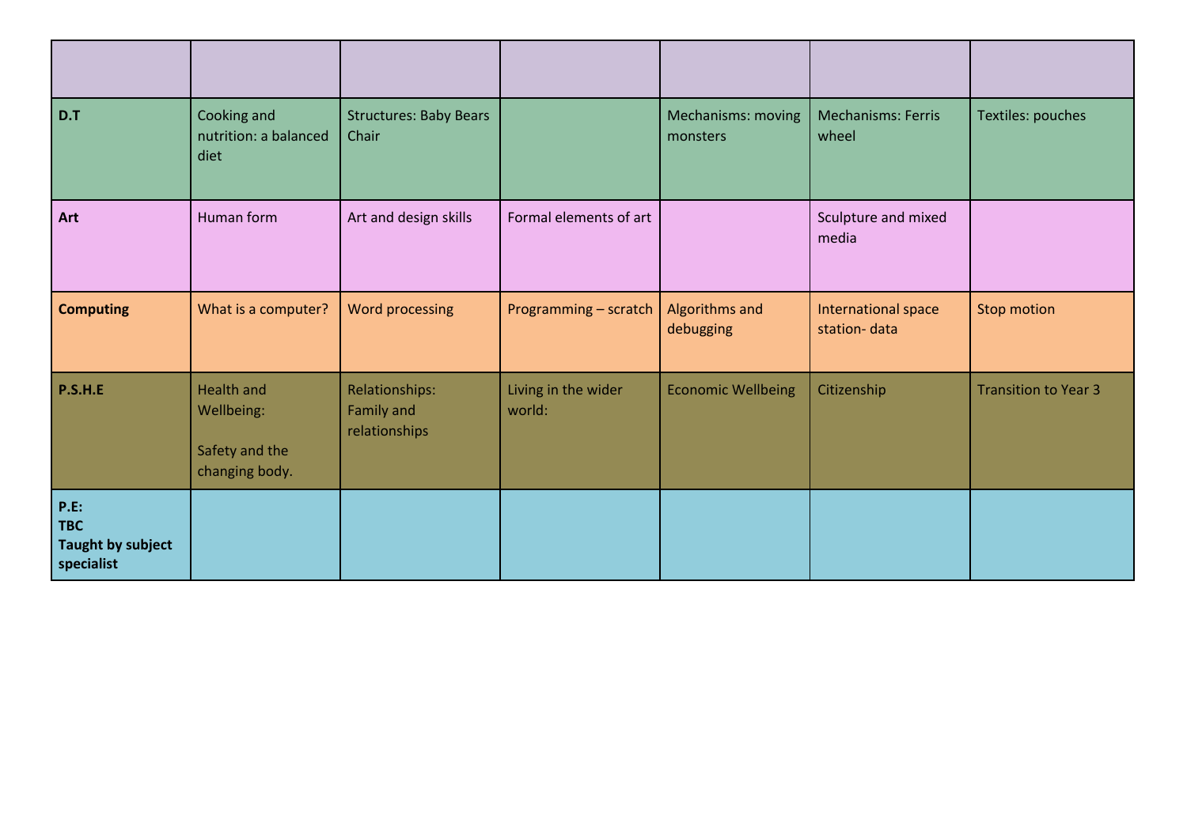| | | | | | | |
|---|---|---|---|---|---|---|
| **D.T** | Cooking and nutrition: a balanced diet | Structures: Baby Bears Chair | | Mechanisms: moving monsters | Mechanisms: Ferris wheel | Textiles: pouches |
| **Art** | Human form | Art and design skills | Formal elements of art | | Sculpture and mixed media | |
| **Computing** | What is a computer? | Word processing | Programming – scratch | Algorithms and debugging | International space station- data | Stop motion |
| **P.S.H.E** | Health and Wellbeing:<br><br>Safety and the changing body. | Relationships: Family and relationships | Living in the wider world: | Economic Wellbeing | Citizenship | Transition to Year 3 |
| **P.E: TBC Taught by subject specialist** | | | | | | |